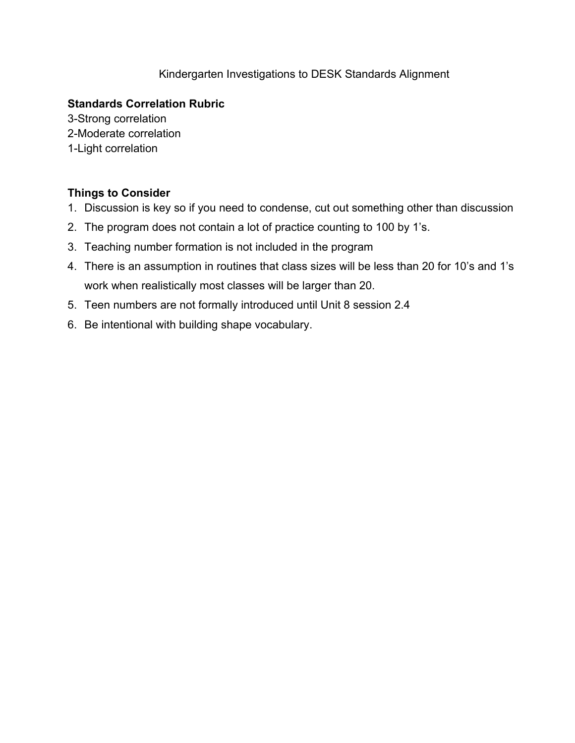# Kindergarten Investigations to DESK Standards Alignment

**Standards Correlation Rubric**

3-Strong correlation
2-Moderate correlation
1-Light correlation

**Things to Consider**

1. Discussion is key so if you need to condense, cut out something other than discussion
2. The program does not contain a lot of practice counting to 100 by 1's.
3. Teaching number formation is not included in the program
4. There is an assumption in routines that class sizes will be less than 20 for 10's and 1's work when realistically most classes will be larger than 20.
5. Teen numbers are not formally introduced until Unit 8 session 2.4
6. Be intentional with building shape vocabulary.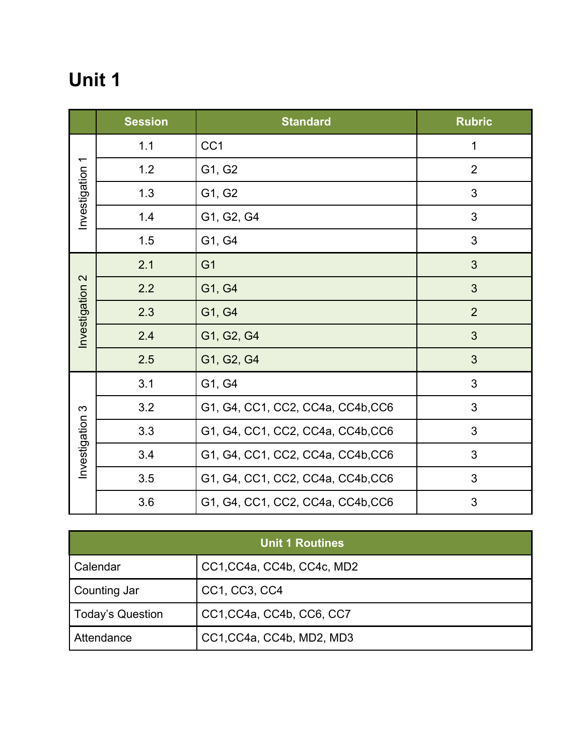# Unit 1

| | Session | Standard | Rubric |
|---|---|---|---|
| Investigation 1 | 1.1 | CC1 | 1 |
| | 1.2 | G1, G2 | 2 |
| | 1.3 | G1, G2 | 3 |
| | 1.4 | G1, G2, G4 | 3 |
| | 1.5 | G1, G4 | 3 |
| Investigation 2 | 2.1 | G1 | 3 |
| | 2.2 | G1, G4 | 3 |
| | 2.3 | G1, G4 | 2 |
| | 2.4 | G1, G2, G4 | 3 |
| | 2.5 | G1, G2, G4 | 3 |
| Investigation 3 | 3.1 | G1, G4 | 3 |
| | 3.2 | G1, G4, CC1, CC2, CC4a, CC4b,CC6 | 3 |
| | 3.3 | G1, G4, CC1, CC2, CC4a, CC4b,CC6 | 3 |
| | 3.4 | G1, G4, CC1, CC2, CC4a, CC4b,CC6 | 3 |
| | 3.5 | G1, G4, CC1, CC2, CC4a, CC4b,CC6 | 3 |
| | 3.6 | G1, G4, CC1, CC2, CC4a, CC4b,CC6 | 3 |

| Unit 1 Routines | |
|---|---|
| Calendar | CC1,CC4a, CC4b, CC4c, MD2 |
| Counting Jar | CC1, CC3, CC4 |
| Today's Question | CC1,CC4a, CC4b, CC6, CC7 |
| Attendance | CC1,CC4a, CC4b, MD2, MD3 |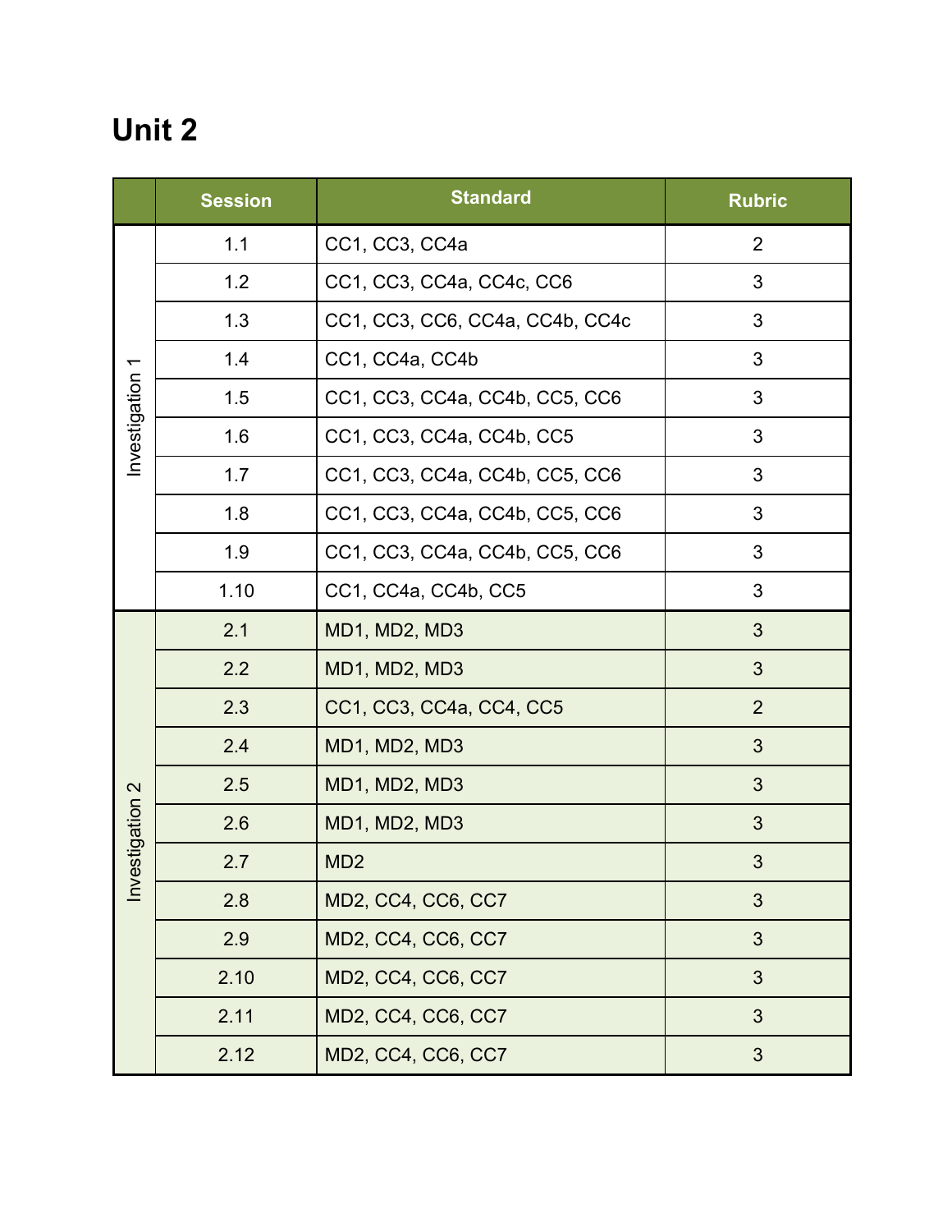# Unit 2

| | Session | Standard | Rubric |
|---|---|---|---|
| Investigation 1 | 1.1 | CC1, CC3, CC4a | 2 |
| | 1.2 | CC1, CC3, CC4a, CC4c, CC6 | 3 |
| | 1.3 | CC1, CC3, CC6, CC4a, CC4b, CC4c | 3 |
| | 1.4 | CC1, CC4a, CC4b | 3 |
| | 1.5 | CC1, CC3, CC4a, CC4b, CC5, CC6 | 3 |
| | 1.6 | CC1, CC3, CC4a, CC4b, CC5 | 3 |
| | 1.7 | CC1, CC3, CC4a, CC4b, CC5, CC6 | 3 |
| | 1.8 | CC1, CC3, CC4a, CC4b, CC5, CC6 | 3 |
| | 1.9 | CC1, CC3, CC4a, CC4b, CC5, CC6 | 3 |
| | 1.10 | CC1, CC4a, CC4b, CC5 | 3 |
| Investigation 2 | 2.1 | MD1, MD2, MD3 | 3 |
| | 2.2 | MD1, MD2, MD3 | 3 |
| | 2.3 | CC1, CC3, CC4a, CC4, CC5 | 2 |
| | 2.4 | MD1, MD2, MD3 | 3 |
| | 2.5 | MD1, MD2, MD3 | 3 |
| | 2.6 | MD1, MD2, MD3 | 3 |
| | 2.7 | MD2 | 3 |
| | 2.8 | MD2, CC4, CC6, CC7 | 3 |
| | 2.9 | MD2, CC4, CC6, CC7 | 3 |
| | 2.10 | MD2, CC4, CC6, CC7 | 3 |
| | 2.11 | MD2, CC4, CC6, CC7 | 3 |
| | 2.12 | MD2, CC4, CC6, CC7 | 3 |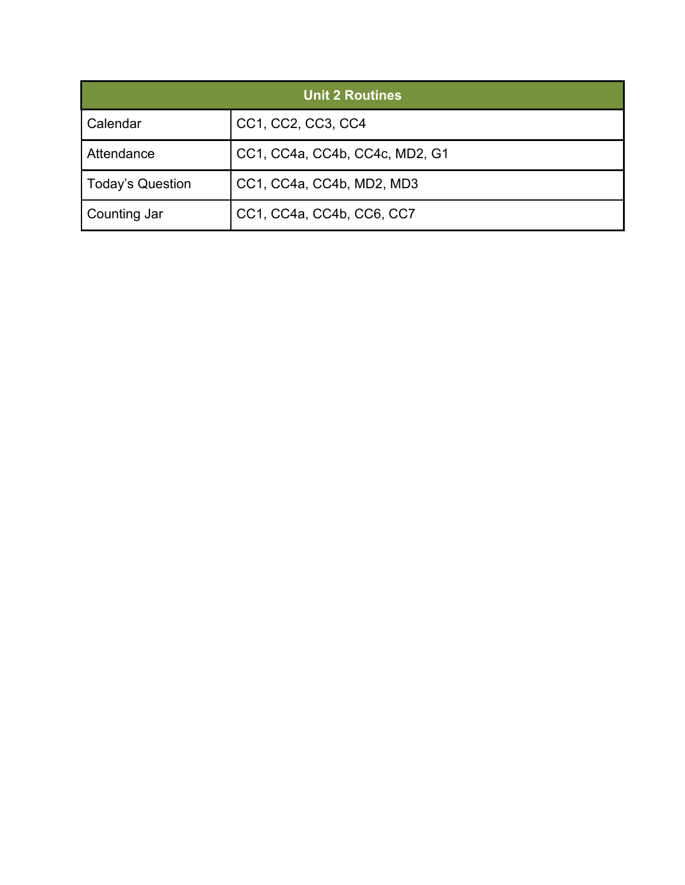| Unit 2 Routines | |
|---|---|
| Calendar | CC1, CC2, CC3, CC4 |
| Attendance | CC1, CC4a, CC4b, CC4c, MD2, G1 |
| Today's Question | CC1, CC4a, CC4b, MD2, MD3 |
| Counting Jar | CC1, CC4a, CC4b, CC6, CC7 |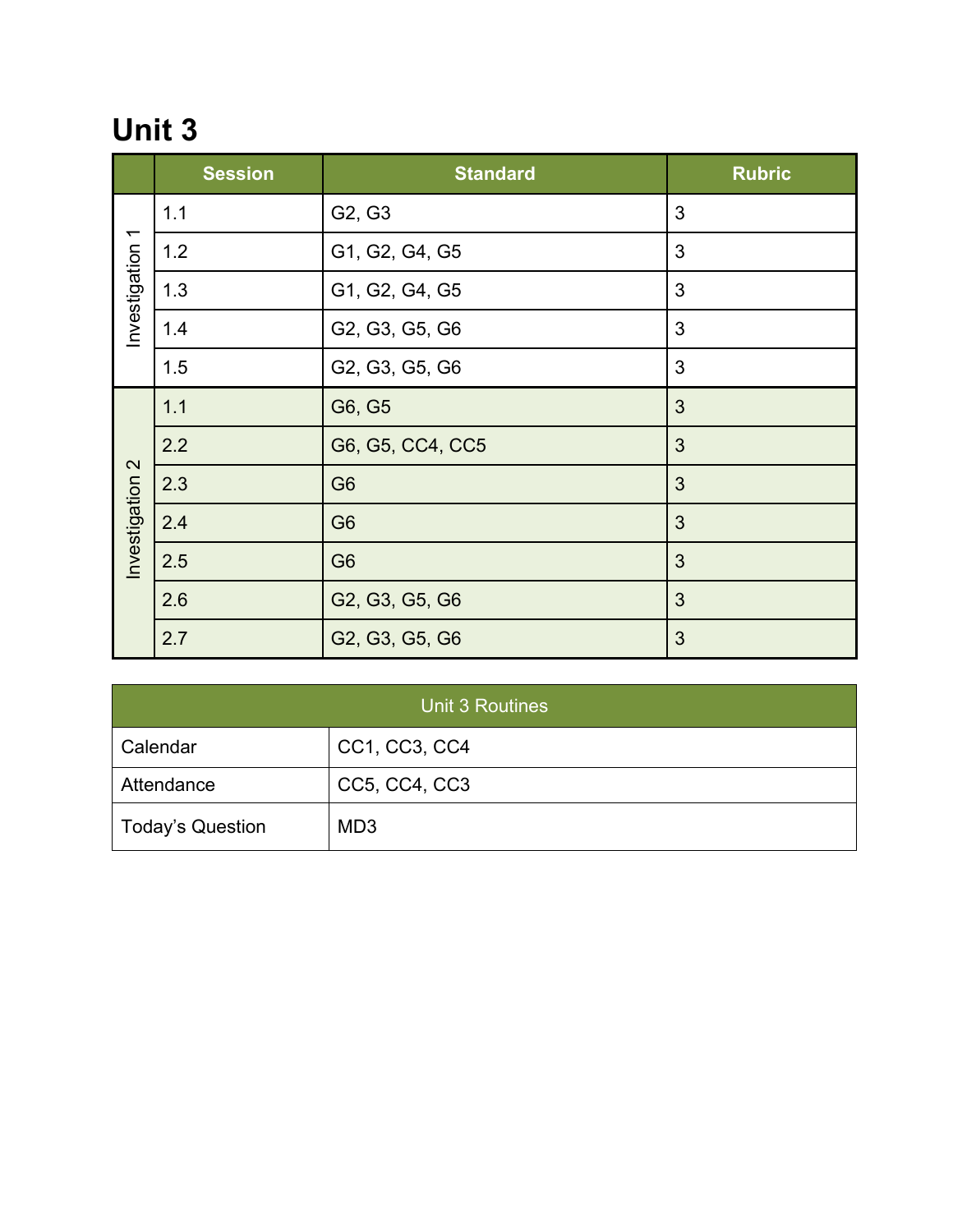# Unit 3

| | Session | Standard | Rubric |
|---|---|---|---|
| Investigation 1 | 1.1 | G2, G3 | 3 |
| | 1.2 | G1, G2, G4, G5 | 3 |
| | 1.3 | G1, G2, G4, G5 | 3 |
| | 1.4 | G2, G3, G5, G6 | 3 |
| | 1.5 | G2, G3, G5, G6 | 3 |
| Investigation 2 | 1.1 | G6, G5 | 3 |
| | 2.2 | G6, G5, CC4, CC5 | 3 |
| | 2.3 | G6 | 3 |
| | 2.4 | G6 | 3 |
| | 2.5 | G6 | 3 |
| | 2.6 | G2, G3, G5, G6 | 3 |
| | 2.7 | G2, G3, G5, G6 | 3 |

| Unit 3 Routines | |
|---|---|
| Calendar | CC1, CC3, CC4 |
| Attendance | CC5, CC4, CC3 |
| Today's Question | MD3 |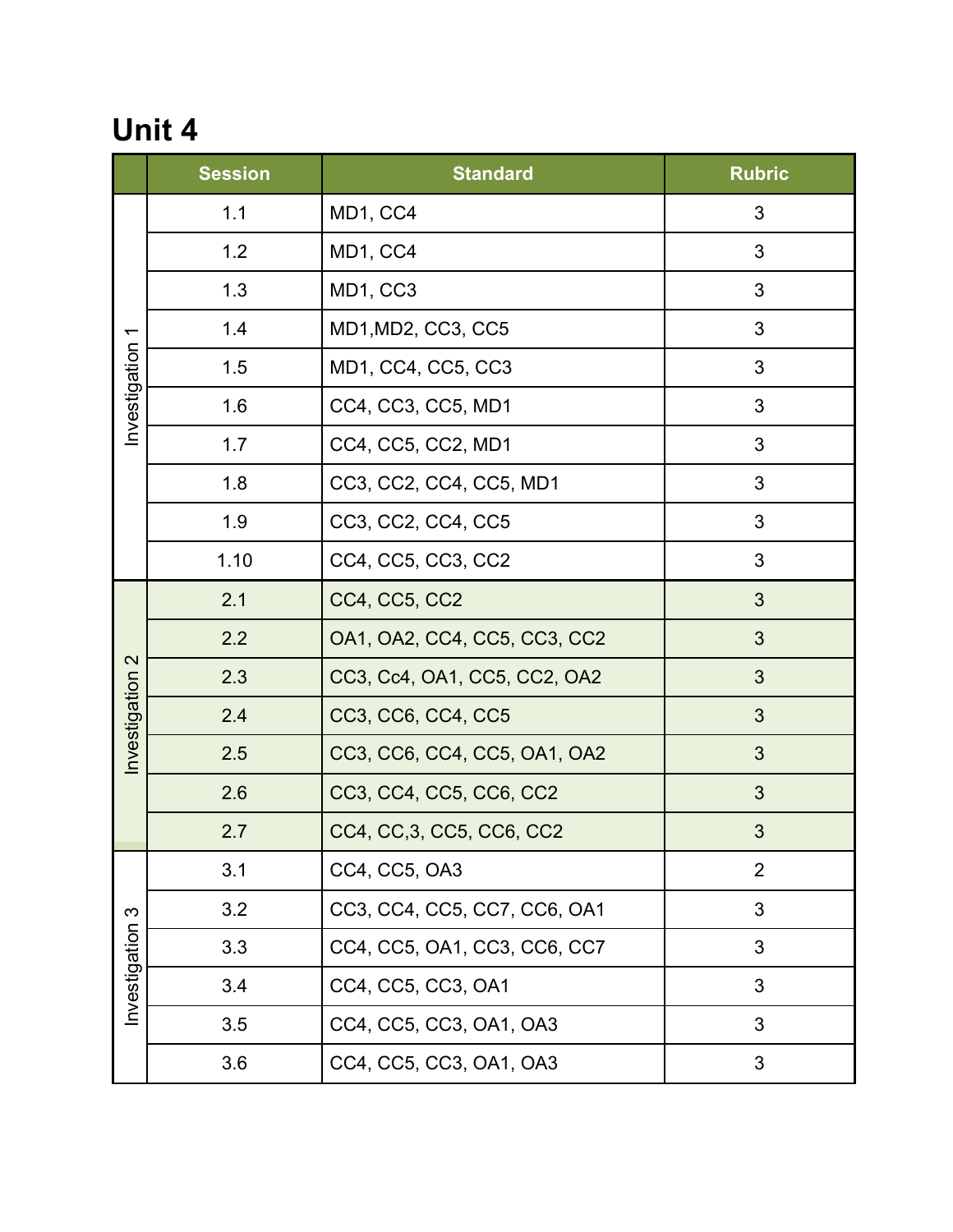# Unit 4

| | Session | Standard | Rubric |
|---|---|---|---|
| Investigation 1 | 1.1 | MD1, CC4 | 3 |
| | 1.2 | MD1, CC4 | 3 |
| | 1.3 | MD1, CC3 | 3 |
| | 1.4 | MD1,MD2, CC3, CC5 | 3 |
| | 1.5 | MD1, CC4, CC5, CC3 | 3 |
| | 1.6 | CC4, CC3, CC5, MD1 | 3 |
| | 1.7 | CC4, CC5, CC2, MD1 | 3 |
| | 1.8 | CC3, CC2, CC4, CC5, MD1 | 3 |
| | 1.9 | CC3, CC2, CC4, CC5 | 3 |
| | 1.10 | CC4, CC5, CC3, CC2 | 3 |
| Investigation 2 | 2.1 | CC4, CC5, CC2 | 3 |
| | 2.2 | OA1, OA2, CC4, CC5, CC3, CC2 | 3 |
| | 2.3 | CC3, Cc4, OA1, CC5, CC2, OA2 | 3 |
| | 2.4 | CC3, CC6, CC4, CC5 | 3 |
| | 2.5 | CC3, CC6, CC4, CC5, OA1, OA2 | 3 |
| | 2.6 | CC3, CC4, CC5, CC6, CC2 | 3 |
| | 2.7 | CC4, CC,3, CC5, CC6, CC2 | 3 |
| Investigation 3 | 3.1 | CC4, CC5, OA3 | 2 |
| | 3.2 | CC3, CC4, CC5, CC7, CC6, OA1 | 3 |
| | 3.3 | CC4, CC5, OA1, CC3, CC6, CC7 | 3 |
| | 3.4 | CC4, CC5, CC3, OA1 | 3 |
| | 3.5 | CC4, CC5, CC3, OA1, OA3 | 3 |
| | 3.6 | CC4, CC5, CC3, OA1, OA3 | 3 |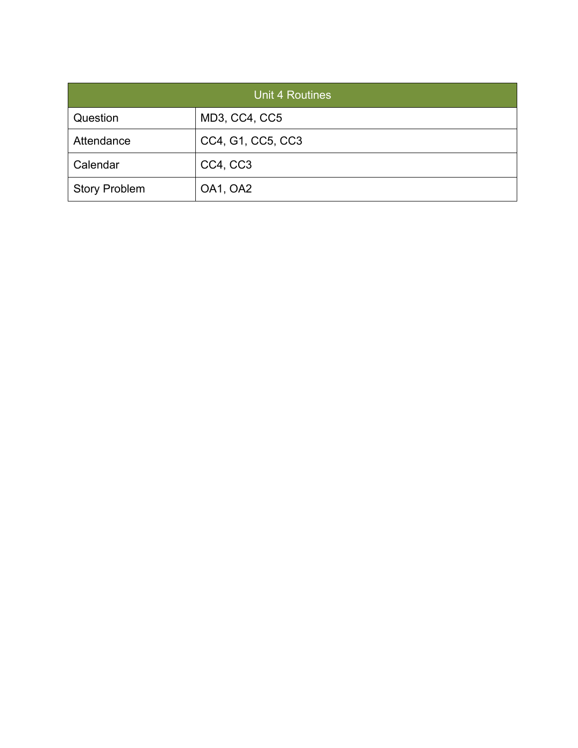| Unit 4 Routines | |
|---|---|
| Question | MD3, CC4, CC5 |
| Attendance | CC4, G1, CC5, CC3 |
| Calendar | CC4, CC3 |
| Story Problem | OA1, OA2 |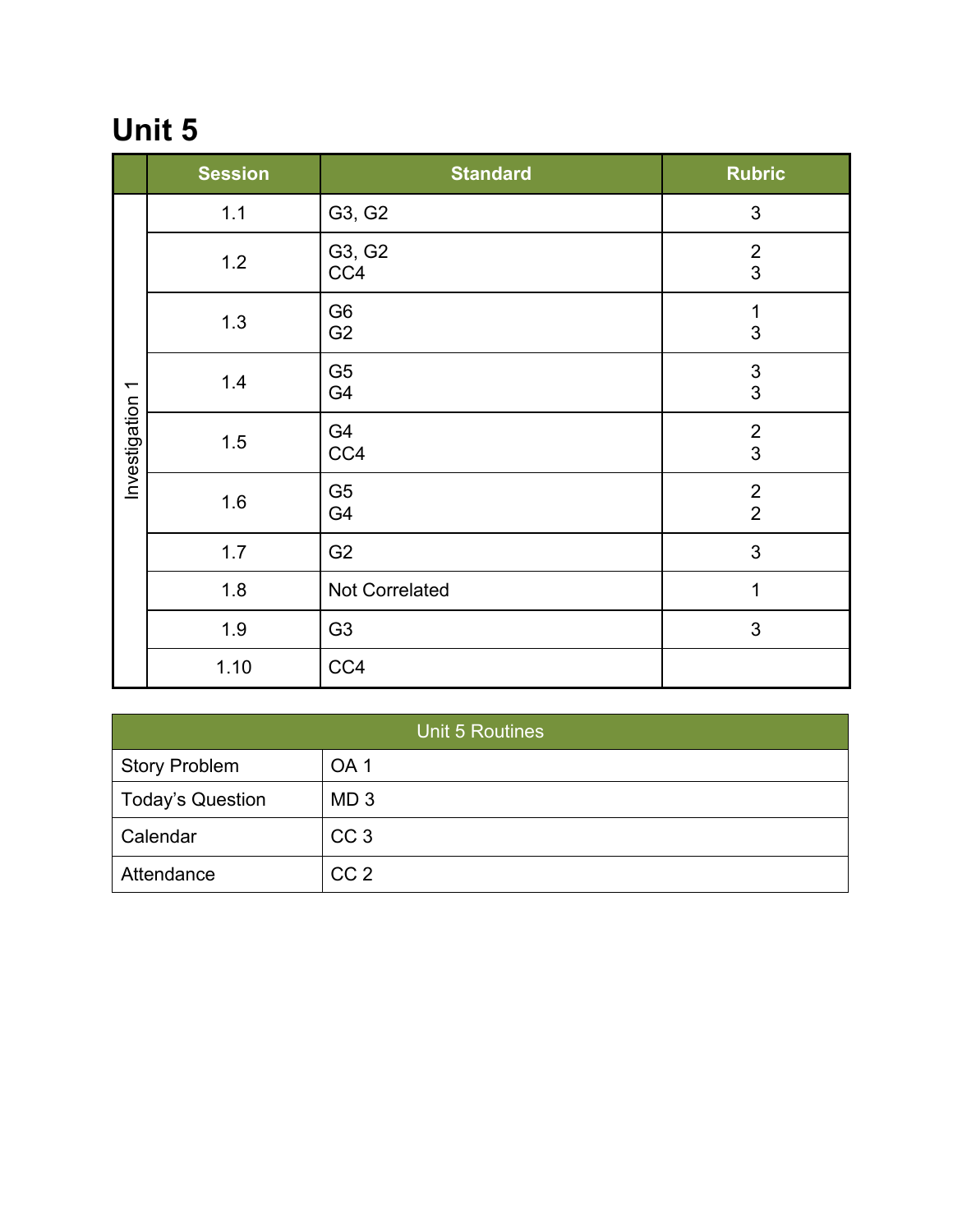# Unit 5

| | Session | Standard | Rubric |
|---|---|---|---|
| Investigation 1 | 1.1 | G3, G2 | 3 |
| | 1.2 | G3, G2<br>CC4 | 2<br>3 |
| | 1.3 | G6<br>G2 | 1<br>3 |
| | 1.4 | G5<br>G4 | 3<br>3 |
| | 1.5 | G4<br>CC4 | 2<br>3 |
| | 1.6 | G5<br>G4 | 2<br>2 |
| | 1.7 | G2 | 3 |
| | 1.8 | Not Correlated | 1 |
| | 1.9 | G3 | 3 |
| | 1.10 | CC4 | |

| Unit 5 Routines | |
|---|---|
| Story Problem | OA 1 |
| Today's Question | MD 3 |
| Calendar | CC 3 |
| Attendance | CC 2 |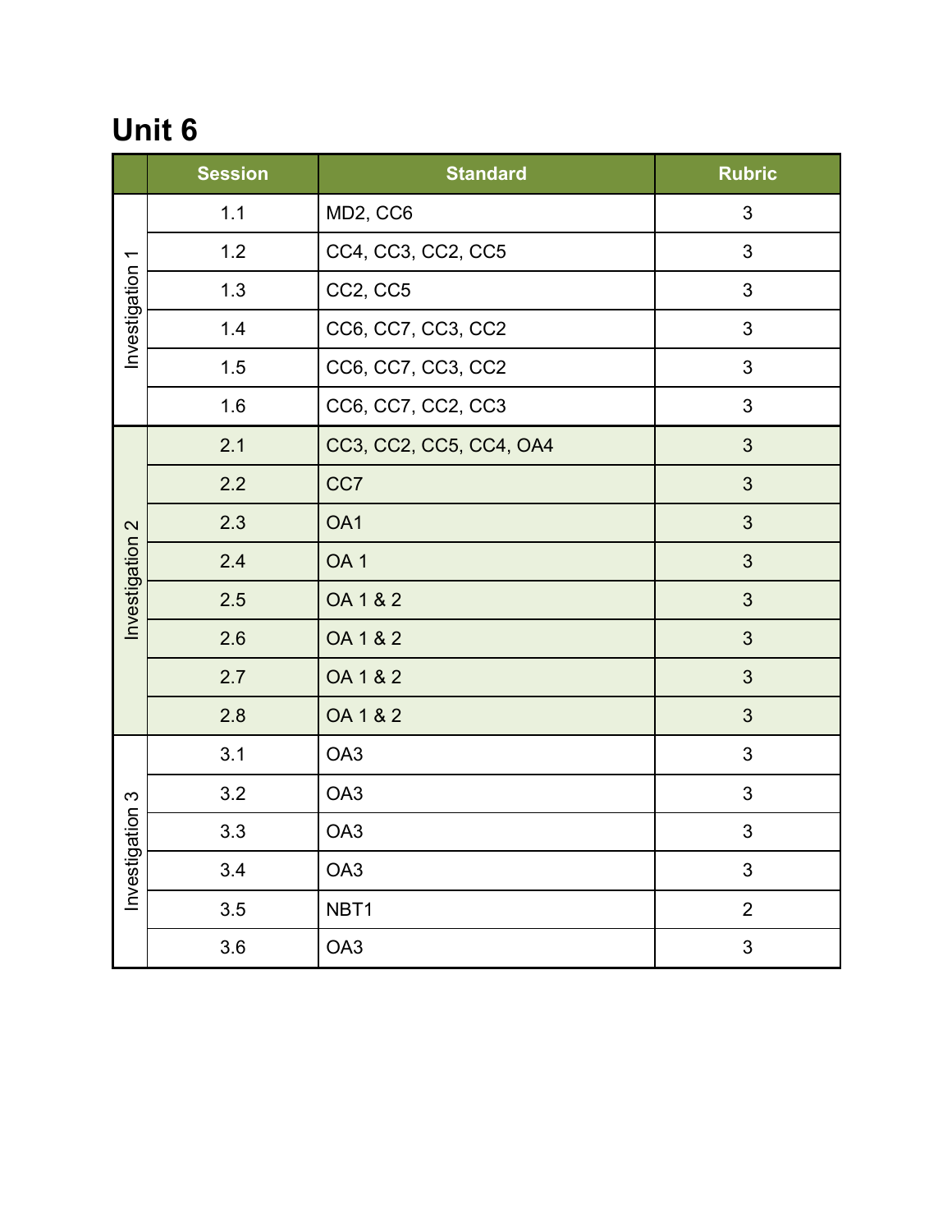# Unit 6

| | Session | Standard | Rubric |
|---|---|---|---|
| Investigation 1 | 1.1 | MD2, CC6 | 3 |
| | 1.2 | CC4, CC3, CC2, CC5 | 3 |
| | 1.3 | CC2, CC5 | 3 |
| | 1.4 | CC6, CC7, CC3, CC2 | 3 |
| | 1.5 | CC6, CC7, CC3, CC2 | 3 |
| | 1.6 | CC6, CC7, CC2, CC3 | 3 |
| Investigation 2 | 2.1 | CC3, CC2, CC5, CC4, OA4 | 3 |
| | 2.2 | CC7 | 3 |
| | 2.3 | OA1 | 3 |
| | 2.4 | OA 1 | 3 |
| | 2.5 | OA 1 & 2 | 3 |
| | 2.6 | OA 1 & 2 | 3 |
| | 2.7 | OA 1 & 2 | 3 |
| | 2.8 | OA 1 & 2 | 3 |
| Investigation 3 | 3.1 | OA3 | 3 |
| | 3.2 | OA3 | 3 |
| | 3.3 | OA3 | 3 |
| | 3.4 | OA3 | 3 |
| | 3.5 | NBT1 | 2 |
| | 3.6 | OA3 | 3 |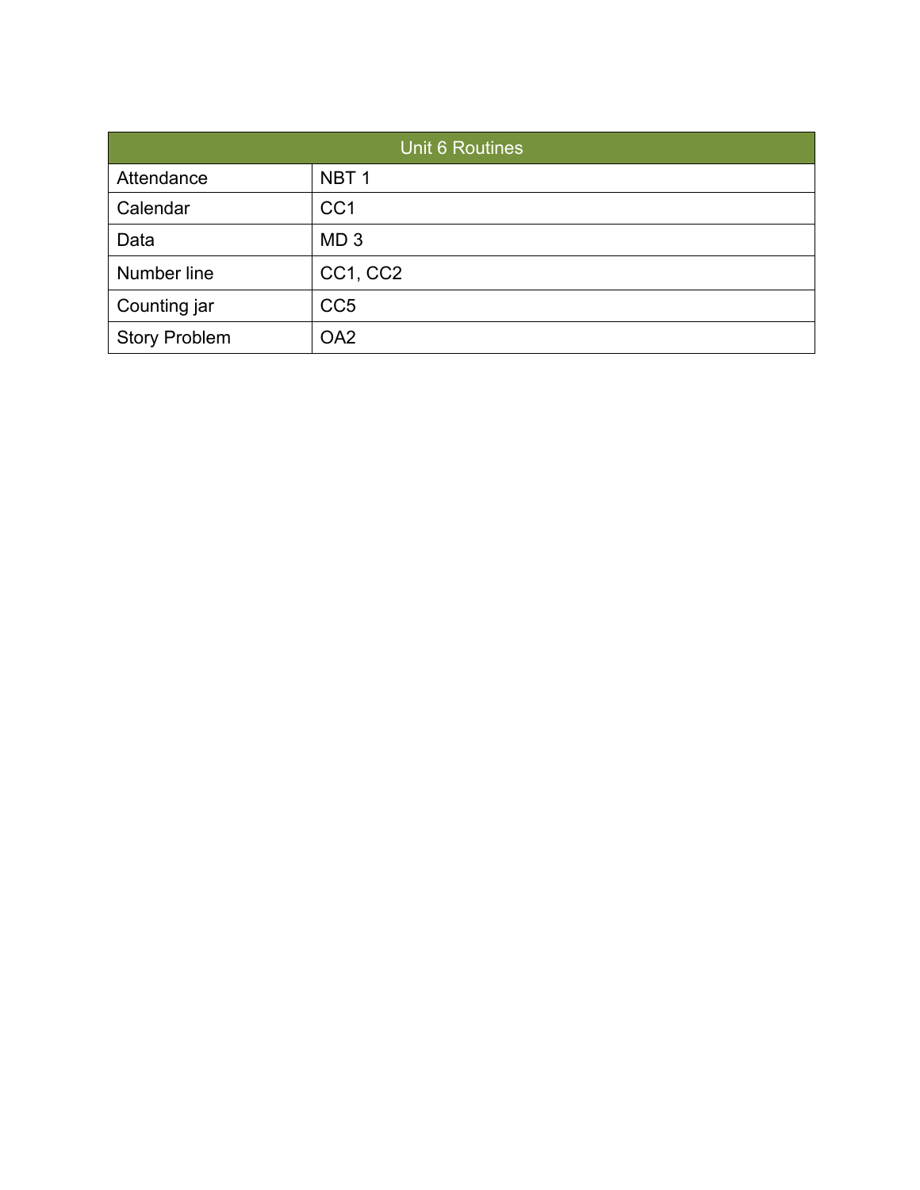| Unit 6 Routines | |
|---|---|
| Attendance | NBT 1 |
| Calendar | CC1 |
| Data | MD 3 |
| Number line | CC1, CC2 |
| Counting jar | CC5 |
| Story Problem | OA2 |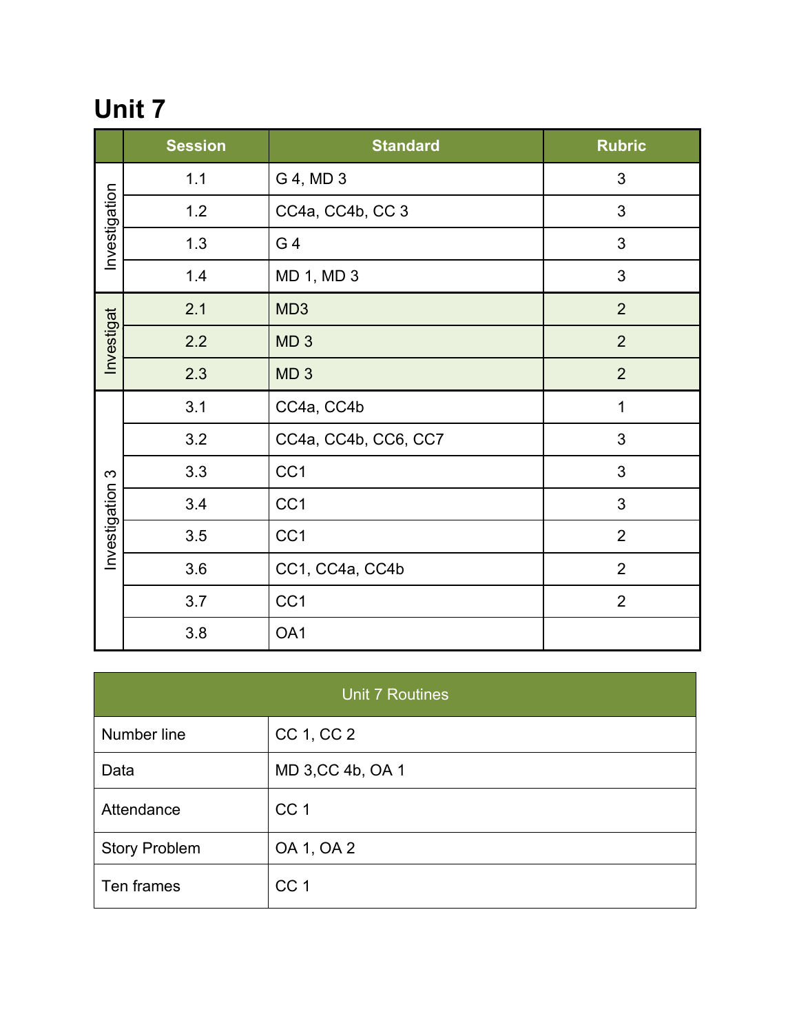# Unit 7

| | Session | Standard | Rubric |
|---|---|---|---|
| Investigation | 1.1 | G 4, MD 3 | 3 |
| | 1.2 | CC4a, CC4b, CC 3 | 3 |
| | 1.3 | G 4 | 3 |
| | 1.4 | MD 1, MD 3 | 3 |
| Investigat | 2.1 | MD3 | 2 |
| | 2.2 | MD 3 | 2 |
| | 2.3 | MD 3 | 2 |
| Investigation 3 | 3.1 | CC4a, CC4b | 1 |
| | 3.2 | CC4a, CC4b, CC6, CC7 | 3 |
| | 3.3 | CC1 | 3 |
| | 3.4 | CC1 | 3 |
| | 3.5 | CC1 | 2 |
| | 3.6 | CC1, CC4a, CC4b | 2 |
| | 3.7 | CC1 | 2 |
| | 3.8 | OA1 | |

| Unit 7 Routines | |
|---|---|
| Number line | CC 1, CC 2 |
| Data | MD 3,CC 4b, OA 1 |
| Attendance | CC 1 |
| Story Problem | OA 1, OA 2 |
| Ten frames | CC 1 |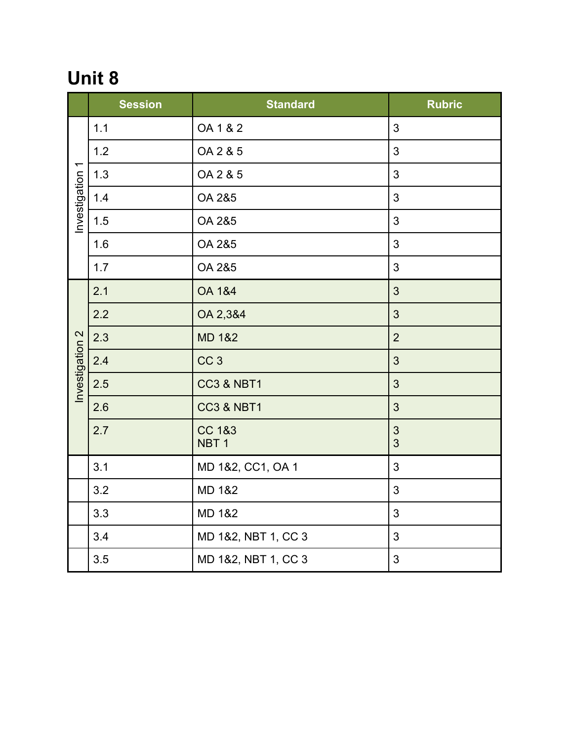## Unit 8

| | Session | Standard | Rubric |
|---|---|---|---|
| Investigation 1 | 1.1 | OA 1 & 2 | 3 |
| | 1.2 | OA 2 & 5 | 3 |
| | 1.3 | OA 2 & 5 | 3 |
| | 1.4 | OA 2&5 | 3 |
| | 1.5 | OA 2&5 | 3 |
| | 1.6 | OA 2&5 | 3 |
| | 1.7 | OA 2&5 | 3 |
| Investigation 2 | 2.1 | OA 1&4 | 3 |
| | 2.2 | OA 2,3&4 | 3 |
| | 2.3 | MD 1&2 | 2 |
| | 2.4 | CC 3 | 3 |
| | 2.5 | CC3 & NBT1 | 3 |
| | 2.6 | CC3 & NBT1 | 3 |
| | 2.7 | CC 1&3<br>NBT 1 | 3<br>3 |
| | 3.1 | MD 1&2, CC1, OA 1 | 3 |
| | 3.2 | MD 1&2 | 3 |
| | 3.3 | MD 1&2 | 3 |
| | 3.4 | MD 1&2, NBT 1, CC 3 | 3 |
| | 3.5 | MD 1&2, NBT 1, CC 3 | 3 |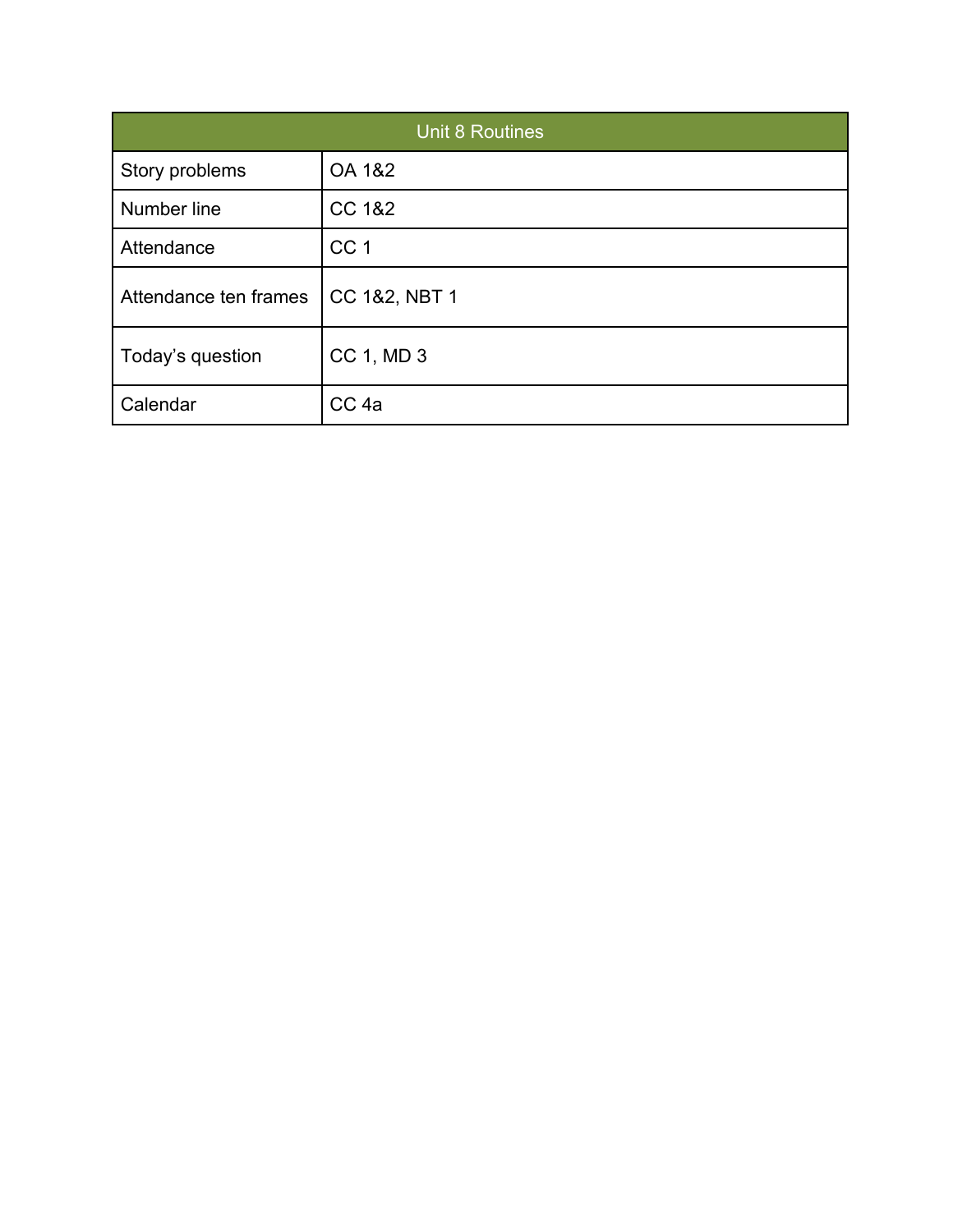| Unit 8 Routines | |
|---|---|
| Story problems | OA 1&2 |
| Number line | CC 1&2 |
| Attendance | CC 1 |
| Attendance ten frames | CC 1&2, NBT 1 |
| Today's question | CC 1, MD 3 |
| Calendar | CC 4a |